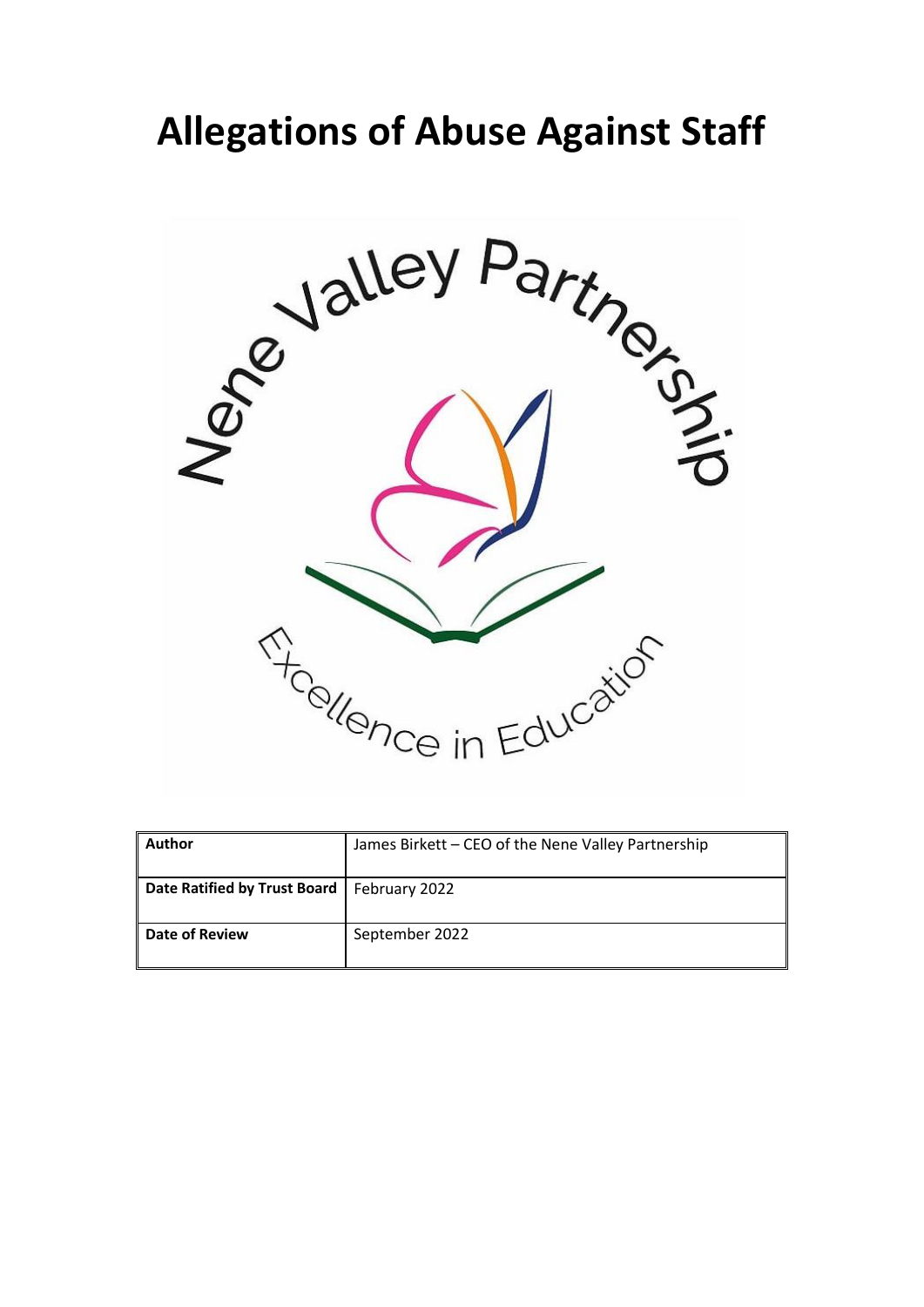# Allegations of Abuse Against Staff

Nene Valley Partnership

Excellence in Education

| Author | James Birkett – CEO of the Nene Valley Partnership |
|---|---|
| Date Ratified by Trust Board | February 2022 |
| Date of Review | September 2022 |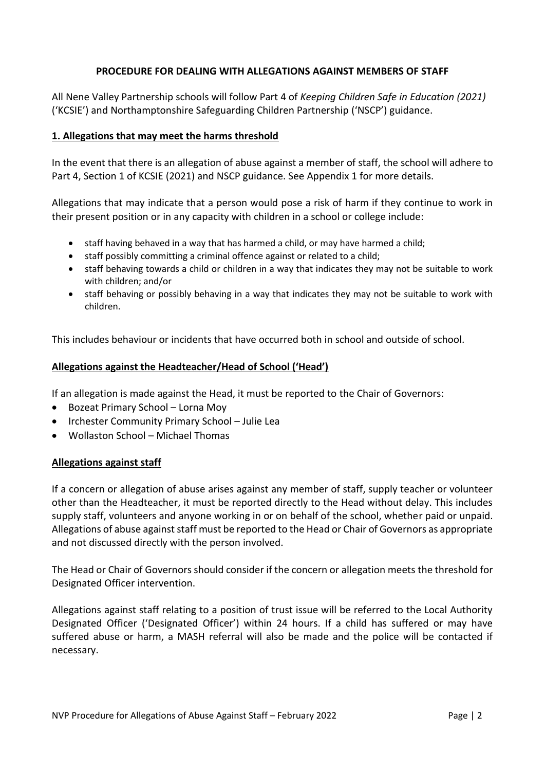# PROCEDURE FOR DEALING WITH ALLEGATIONS AGAINST MEMBERS OF STAFF

All Nene Valley Partnership schools will follow Part 4 of *Keeping Children Safe in Education (2021)* ('KCSIE') and Northamptonshire Safeguarding Children Partnership ('NSCP') guidance.

## 1. Allegations that may meet the harms threshold

In the event that there is an allegation of abuse against a member of staff, the school will adhere to Part 4, Section 1 of KCSIE (2021) and NSCP guidance. See Appendix 1 for more details.

Allegations that may indicate that a person would pose a risk of harm if they continue to work in their present position or in any capacity with children in a school or college include:

- staff having behaved in a way that has harmed a child, or may have harmed a child;
- staff possibly committing a criminal offence against or related to a child;
- staff behaving towards a child or children in a way that indicates they may not be suitable to work with children; and/or
- staff behaving or possibly behaving in a way that indicates they may not be suitable to work with children.

This includes behaviour or incidents that have occurred both in school and outside of school.

### Allegations against the Headteacher/Head of School ('Head')

If an allegation is made against the Head, it must be reported to the Chair of Governors:

- Bozeat Primary School – Lorna Moy
- Irchester Community Primary School – Julie Lea
- Wollaston School – Michael Thomas

### Allegations against staff

If a concern or allegation of abuse arises against any member of staff, supply teacher or volunteer other than the Headteacher, it must be reported directly to the Head without delay. This includes supply staff, volunteers and anyone working in or on behalf of the school, whether paid or unpaid. Allegations of abuse against staff must be reported to the Head or Chair of Governors as appropriate and not discussed directly with the person involved.

The Head or Chair of Governors should consider if the concern or allegation meets the threshold for Designated Officer intervention.

Allegations against staff relating to a position of trust issue will be referred to the Local Authority Designated Officer ('Designated Officer') within 24 hours. If a child has suffered or may have suffered abuse or harm, a MASH referral will also be made and the police will be contacted if necessary.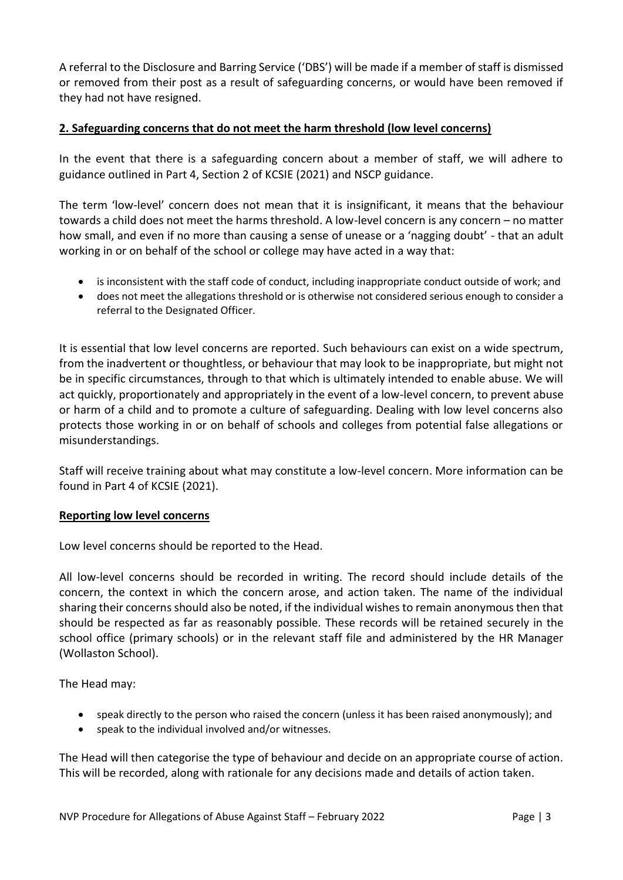A referral to the Disclosure and Barring Service ('DBS') will be made if a member of staff is dismissed or removed from their post as a result of safeguarding concerns, or would have been removed if they had not have resigned.

## 2. Safeguarding concerns that do not meet the harm threshold (low level concerns)

In the event that there is a safeguarding concern about a member of staff, we will adhere to guidance outlined in Part 4, Section 2 of KCSIE (2021) and NSCP guidance.

The term 'low-level' concern does not mean that it is insignificant, it means that the behaviour towards a child does not meet the harms threshold. A low-level concern is any concern – no matter how small, and even if no more than causing a sense of unease or a 'nagging doubt' - that an adult working in or on behalf of the school or college may have acted in a way that:

- is inconsistent with the staff code of conduct, including inappropriate conduct outside of work; and
- does not meet the allegations threshold or is otherwise not considered serious enough to consider a referral to the Designated Officer.

It is essential that low level concerns are reported. Such behaviours can exist on a wide spectrum, from the inadvertent or thoughtless, or behaviour that may look to be inappropriate, but might not be in specific circumstances, through to that which is ultimately intended to enable abuse. We will act quickly, proportionately and appropriately in the event of a low-level concern, to prevent abuse or harm of a child and to promote a culture of safeguarding. Dealing with low level concerns also protects those working in or on behalf of schools and colleges from potential false allegations or misunderstandings.

Staff will receive training about what may constitute a low-level concern. More information can be found in Part 4 of KCSIE (2021).

### Reporting low level concerns

Low level concerns should be reported to the Head.

All low-level concerns should be recorded in writing. The record should include details of the concern, the context in which the concern arose, and action taken. The name of the individual sharing their concerns should also be noted, if the individual wishes to remain anonymous then that should be respected as far as reasonably possible. These records will be retained securely in the school office (primary schools) or in the relevant staff file and administered by the HR Manager (Wollaston School).

The Head may:

- speak directly to the person who raised the concern (unless it has been raised anonymously); and
- speak to the individual involved and/or witnesses.

The Head will then categorise the type of behaviour and decide on an appropriate course of action. This will be recorded, along with rationale for any decisions made and details of action taken.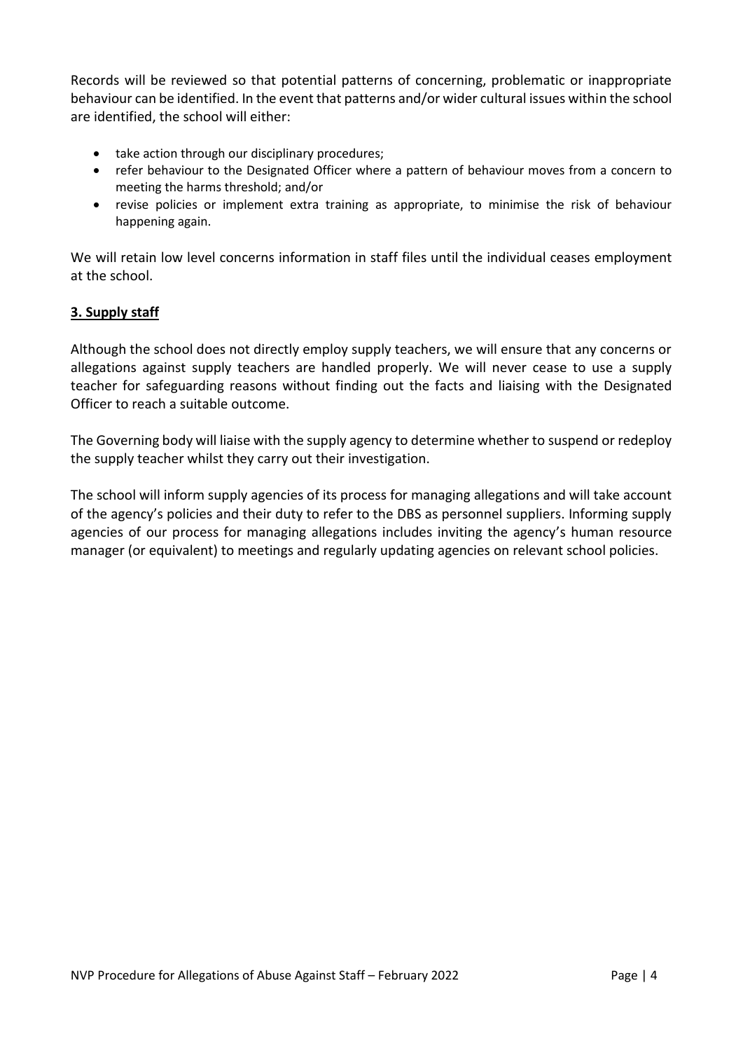Records will be reviewed so that potential patterns of concerning, problematic or inappropriate behaviour can be identified. In the event that patterns and/or wider cultural issues within the school are identified, the school will either:

- take action through our disciplinary procedures;
- refer behaviour to the Designated Officer where a pattern of behaviour moves from a concern to meeting the harms threshold; and/or
- revise policies or implement extra training as appropriate, to minimise the risk of behaviour happening again.

We will retain low level concerns information in staff files until the individual ceases employment at the school.

## **3. Supply staff**

Although the school does not directly employ supply teachers, we will ensure that any concerns or allegations against supply teachers are handled properly. We will never cease to use a supply teacher for safeguarding reasons without finding out the facts and liaising with the Designated Officer to reach a suitable outcome.

The Governing body will liaise with the supply agency to determine whether to suspend or redeploy the supply teacher whilst they carry out their investigation.

The school will inform supply agencies of its process for managing allegations and will take account of the agency's policies and their duty to refer to the DBS as personnel suppliers. Informing supply agencies of our process for managing allegations includes inviting the agency's human resource manager (or equivalent) to meetings and regularly updating agencies on relevant school policies.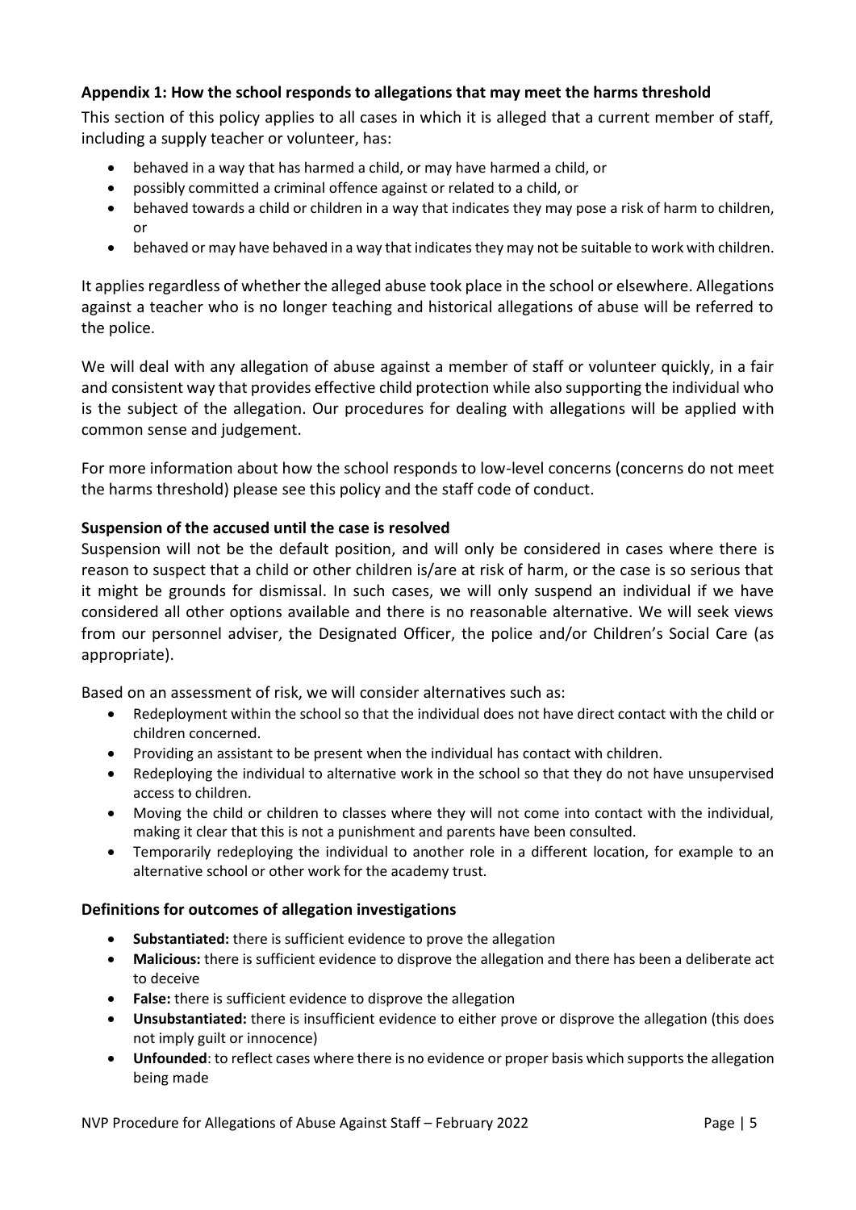### Appendix 1: How the school responds to allegations that may meet the harms threshold

This section of this policy applies to all cases in which it is alleged that a current member of staff, including a supply teacher or volunteer, has:

- behaved in a way that has harmed a child, or may have harmed a child, or
- possibly committed a criminal offence against or related to a child, or
- behaved towards a child or children in a way that indicates they may pose a risk of harm to children, or
- behaved or may have behaved in a way that indicates they may not be suitable to work with children.

It applies regardless of whether the alleged abuse took place in the school or elsewhere. Allegations against a teacher who is no longer teaching and historical allegations of abuse will be referred to the police.

We will deal with any allegation of abuse against a member of staff or volunteer quickly, in a fair and consistent way that provides effective child protection while also supporting the individual who is the subject of the allegation. Our procedures for dealing with allegations will be applied with common sense and judgement.

For more information about how the school responds to low-level concerns (concerns do not meet the harms threshold) please see this policy and the staff code of conduct.

### Suspension of the accused until the case is resolved

Suspension will not be the default position, and will only be considered in cases where there is reason to suspect that a child or other children is/are at risk of harm, or the case is so serious that it might be grounds for dismissal. In such cases, we will only suspend an individual if we have considered all other options available and there is no reasonable alternative. We will seek views from our personnel adviser, the Designated Officer, the police and/or Children's Social Care (as appropriate).

Based on an assessment of risk, we will consider alternatives such as:

- Redeployment within the school so that the individual does not have direct contact with the child or children concerned.
- Providing an assistant to be present when the individual has contact with children.
- Redeploying the individual to alternative work in the school so that they do not have unsupervised access to children.
- Moving the child or children to classes where they will not come into contact with the individual, making it clear that this is not a punishment and parents have been consulted.
- Temporarily redeploying the individual to another role in a different location, for example to an alternative school or other work for the academy trust.

### Definitions for outcomes of allegation investigations

- **Substantiated:** there is sufficient evidence to prove the allegation
- **Malicious:** there is sufficient evidence to disprove the allegation and there has been a deliberate act to deceive
- **False:** there is sufficient evidence to disprove the allegation
- **Unsubstantiated:** there is insufficient evidence to either prove or disprove the allegation (this does not imply guilt or innocence)
- **Unfounded**: to reflect cases where there is no evidence or proper basis which supports the allegation being made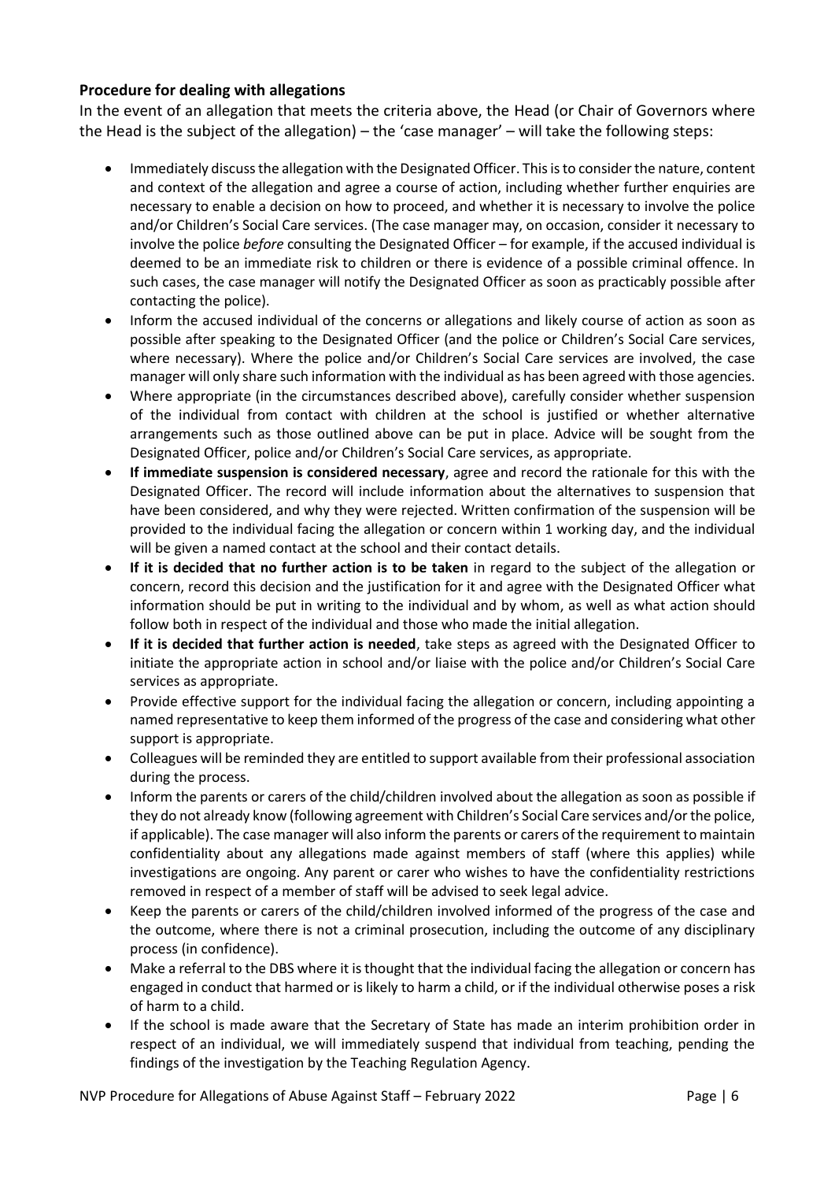**Procedure for dealing with allegations**

In the event of an allegation that meets the criteria above, the Head (or Chair of Governors where the Head is the subject of the allegation) – the 'case manager' – will take the following steps:

- Immediately discuss the allegation with the Designated Officer. This is to consider the nature, content and context of the allegation and agree a course of action, including whether further enquiries are necessary to enable a decision on how to proceed, and whether it is necessary to involve the police and/or Children's Social Care services. (The case manager may, on occasion, consider it necessary to involve the police *before* consulting the Designated Officer – for example, if the accused individual is deemed to be an immediate risk to children or there is evidence of a possible criminal offence. In such cases, the case manager will notify the Designated Officer as soon as practicably possible after contacting the police).
- Inform the accused individual of the concerns or allegations and likely course of action as soon as possible after speaking to the Designated Officer (and the police or Children's Social Care services, where necessary). Where the police and/or Children's Social Care services are involved, the case manager will only share such information with the individual as has been agreed with those agencies.
- Where appropriate (in the circumstances described above), carefully consider whether suspension of the individual from contact with children at the school is justified or whether alternative arrangements such as those outlined above can be put in place. Advice will be sought from the Designated Officer, police and/or Children's Social Care services, as appropriate.
- **If immediate suspension is considered necessary**, agree and record the rationale for this with the Designated Officer. The record will include information about the alternatives to suspension that have been considered, and why they were rejected. Written confirmation of the suspension will be provided to the individual facing the allegation or concern within 1 working day, and the individual will be given a named contact at the school and their contact details.
- **If it is decided that no further action is to be taken** in regard to the subject of the allegation or concern, record this decision and the justification for it and agree with the Designated Officer what information should be put in writing to the individual and by whom, as well as what action should follow both in respect of the individual and those who made the initial allegation.
- **If it is decided that further action is needed**, take steps as agreed with the Designated Officer to initiate the appropriate action in school and/or liaise with the police and/or Children's Social Care services as appropriate.
- Provide effective support for the individual facing the allegation or concern, including appointing a named representative to keep them informed of the progress of the case and considering what other support is appropriate.
- Colleagues will be reminded they are entitled to support available from their professional association during the process.
- Inform the parents or carers of the child/children involved about the allegation as soon as possible if they do not already know (following agreement with Children's Social Care services and/or the police, if applicable). The case manager will also inform the parents or carers of the requirement to maintain confidentiality about any allegations made against members of staff (where this applies) while investigations are ongoing. Any parent or carer who wishes to have the confidentiality restrictions removed in respect of a member of staff will be advised to seek legal advice.
- Keep the parents or carers of the child/children involved informed of the progress of the case and the outcome, where there is not a criminal prosecution, including the outcome of any disciplinary process (in confidence).
- Make a referral to the DBS where it is thought that the individual facing the allegation or concern has engaged in conduct that harmed or is likely to harm a child, or if the individual otherwise poses a risk of harm to a child.
- If the school is made aware that the Secretary of State has made an interim prohibition order in respect of an individual, we will immediately suspend that individual from teaching, pending the findings of the investigation by the Teaching Regulation Agency.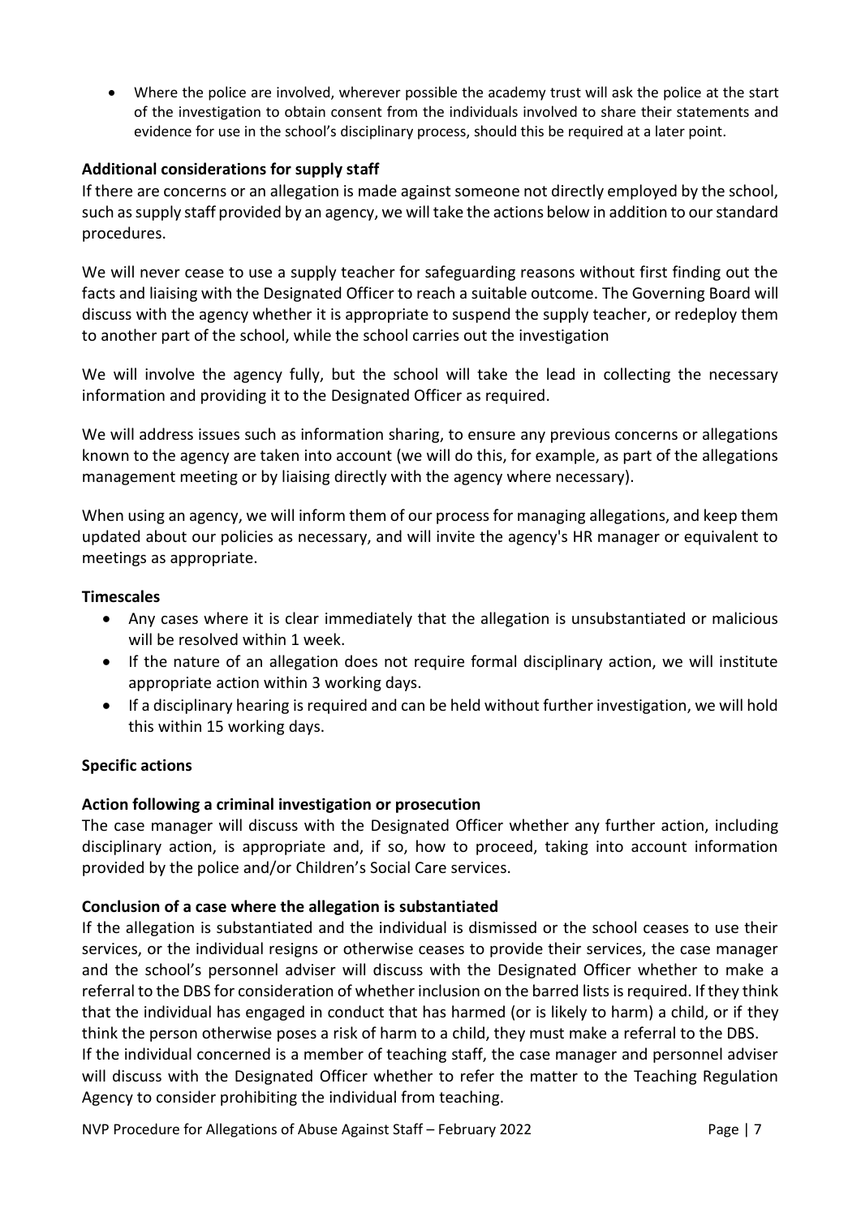- Where the police are involved, wherever possible the academy trust will ask the police at the start of the investigation to obtain consent from the individuals involved to share their statements and evidence for use in the school's disciplinary process, should this be required at a later point.

**Additional considerations for supply staff**

If there are concerns or an allegation is made against someone not directly employed by the school, such as supply staff provided by an agency, we will take the actions below in addition to our standard procedures.

We will never cease to use a supply teacher for safeguarding reasons without first finding out the facts and liaising with the Designated Officer to reach a suitable outcome. The Governing Board will discuss with the agency whether it is appropriate to suspend the supply teacher, or redeploy them to another part of the school, while the school carries out the investigation

We will involve the agency fully, but the school will take the lead in collecting the necessary information and providing it to the Designated Officer as required.

We will address issues such as information sharing, to ensure any previous concerns or allegations known to the agency are taken into account (we will do this, for example, as part of the allegations management meeting or by liaising directly with the agency where necessary).

When using an agency, we will inform them of our process for managing allegations, and keep them updated about our policies as necessary, and will invite the agency's HR manager or equivalent to meetings as appropriate.

**Timescales**

- Any cases where it is clear immediately that the allegation is unsubstantiated or malicious will be resolved within 1 week.
- If the nature of an allegation does not require formal disciplinary action, we will institute appropriate action within 3 working days.
- If a disciplinary hearing is required and can be held without further investigation, we will hold this within 15 working days.

**Specific actions**

**Action following a criminal investigation or prosecution**

The case manager will discuss with the Designated Officer whether any further action, including disciplinary action, is appropriate and, if so, how to proceed, taking into account information provided by the police and/or Children's Social Care services.

**Conclusion of a case where the allegation is substantiated**

If the allegation is substantiated and the individual is dismissed or the school ceases to use their services, or the individual resigns or otherwise ceases to provide their services, the case manager and the school's personnel adviser will discuss with the Designated Officer whether to make a referral to the DBS for consideration of whether inclusion on the barred lists is required. If they think that the individual has engaged in conduct that has harmed (or is likely to harm) a child, or if they think the person otherwise poses a risk of harm to a child, they must make a referral to the DBS.
If the individual concerned is a member of teaching staff, the case manager and personnel adviser will discuss with the Designated Officer whether to refer the matter to the Teaching Regulation Agency to consider prohibiting the individual from teaching.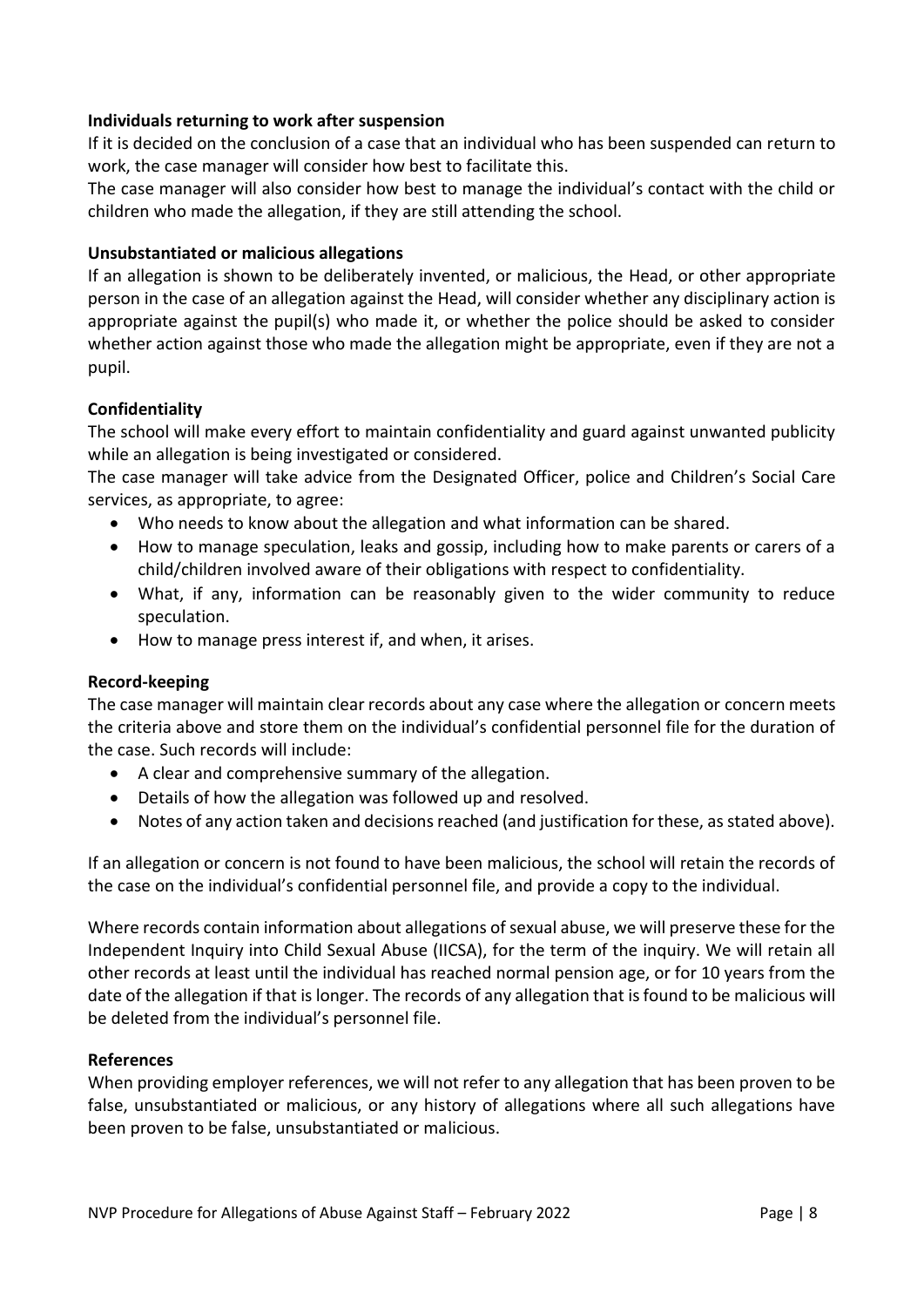**Individuals returning to work after suspension**

If it is decided on the conclusion of a case that an individual who has been suspended can return to work, the case manager will consider how best to facilitate this.

The case manager will also consider how best to manage the individual's contact with the child or children who made the allegation, if they are still attending the school.

**Unsubstantiated or malicious allegations**

If an allegation is shown to be deliberately invented, or malicious, the Head, or other appropriate person in the case of an allegation against the Head, will consider whether any disciplinary action is appropriate against the pupil(s) who made it, or whether the police should be asked to consider whether action against those who made the allegation might be appropriate, even if they are not a pupil.

**Confidentiality**

The school will make every effort to maintain confidentiality and guard against unwanted publicity while an allegation is being investigated or considered.

The case manager will take advice from the Designated Officer, police and Children's Social Care services, as appropriate, to agree:

- Who needs to know about the allegation and what information can be shared.
- How to manage speculation, leaks and gossip, including how to make parents or carers of a child/children involved aware of their obligations with respect to confidentiality.
- What, if any, information can be reasonably given to the wider community to reduce speculation.
- How to manage press interest if, and when, it arises.

**Record-keeping**

The case manager will maintain clear records about any case where the allegation or concern meets the criteria above and store them on the individual's confidential personnel file for the duration of the case. Such records will include:

- A clear and comprehensive summary of the allegation.
- Details of how the allegation was followed up and resolved.
- Notes of any action taken and decisions reached (and justification for these, as stated above).

If an allegation or concern is not found to have been malicious, the school will retain the records of the case on the individual's confidential personnel file, and provide a copy to the individual.

Where records contain information about allegations of sexual abuse, we will preserve these for the Independent Inquiry into Child Sexual Abuse (IICSA), for the term of the inquiry. We will retain all other records at least until the individual has reached normal pension age, or for 10 years from the date of the allegation if that is longer. The records of any allegation that is found to be malicious will be deleted from the individual's personnel file.

**References**

When providing employer references, we will not refer to any allegation that has been proven to be false, unsubstantiated or malicious, or any history of allegations where all such allegations have been proven to be false, unsubstantiated or malicious.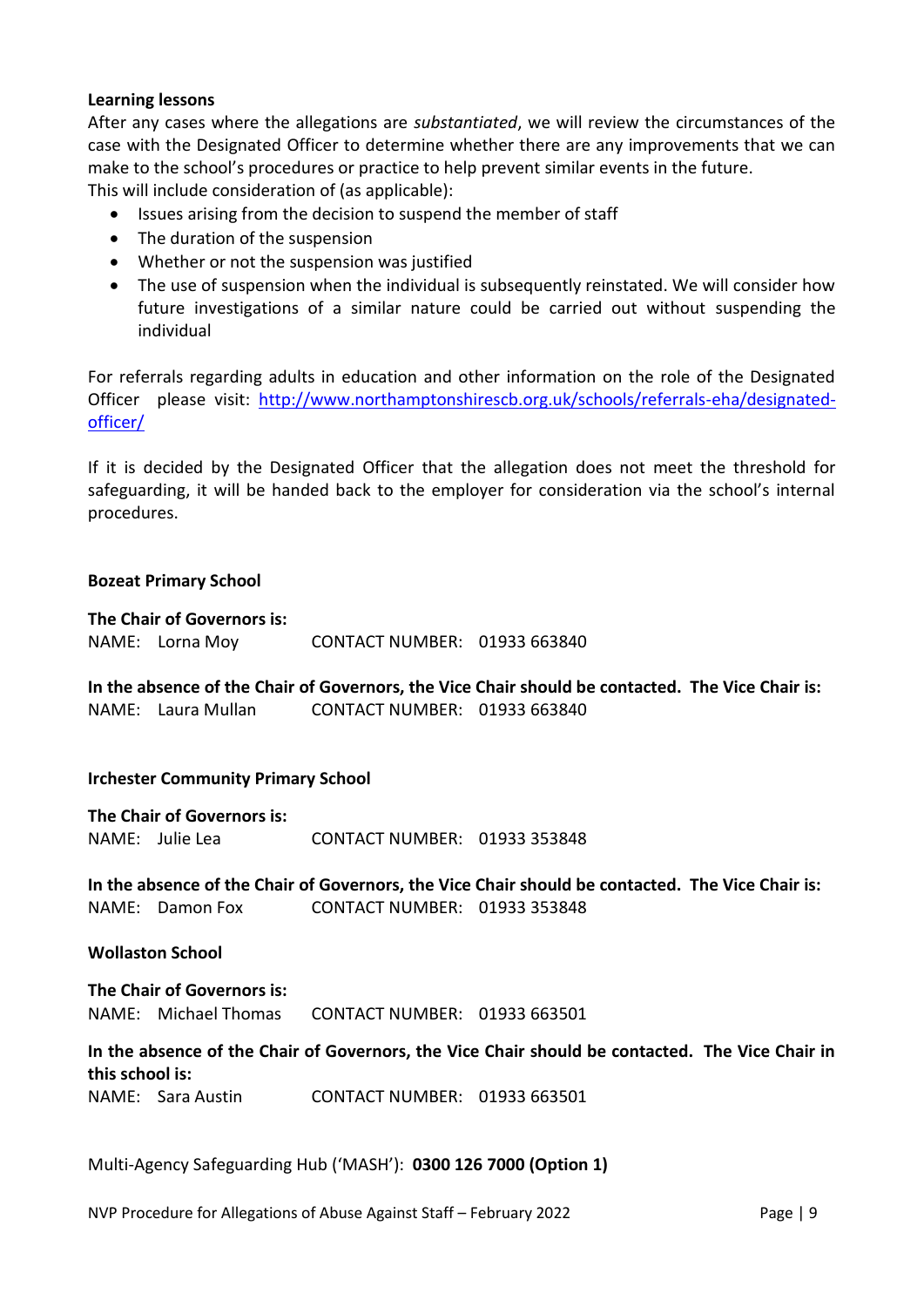**Learning lessons**

After any cases where the allegations are *substantiated*, we will review the circumstances of the case with the Designated Officer to determine whether there are any improvements that we can make to the school's procedures or practice to help prevent similar events in the future.
This will include consideration of (as applicable):

- Issues arising from the decision to suspend the member of staff
- The duration of the suspension
- Whether or not the suspension was justified
- The use of suspension when the individual is subsequently reinstated. We will consider how future investigations of a similar nature could be carried out without suspending the individual

For referrals regarding adults in education and other information on the role of the Designated Officer please visit: http://www.northamptonshirescb.org.uk/schools/referrals-eha/designated-officer/

If it is decided by the Designated Officer that the allegation does not meet the threshold for safeguarding, it will be handed back to the employer for consideration via the school's internal procedures.

**Bozeat Primary School**

**The Chair of Governors is:**
NAME: Lorna Moy CONTACT NUMBER: 01933 663840

**In the absence of the Chair of Governors, the Vice Chair should be contacted. The Vice Chair is:**
NAME: Laura Mullan CONTACT NUMBER: 01933 663840

**Irchester Community Primary School**

**The Chair of Governors is:**
NAME: Julie Lea CONTACT NUMBER: 01933 353848

**In the absence of the Chair of Governors, the Vice Chair should be contacted. The Vice Chair is:**
NAME: Damon Fox CONTACT NUMBER: 01933 353848

**Wollaston School**

**The Chair of Governors is:**
NAME: Michael Thomas CONTACT NUMBER: 01933 663501

**In the absence of the Chair of Governors, the Vice Chair should be contacted. The Vice Chair in this school is:**
NAME: Sara Austin CONTACT NUMBER: 01933 663501

Multi-Agency Safeguarding Hub ('MASH'): **0300 126 7000 (Option 1)**